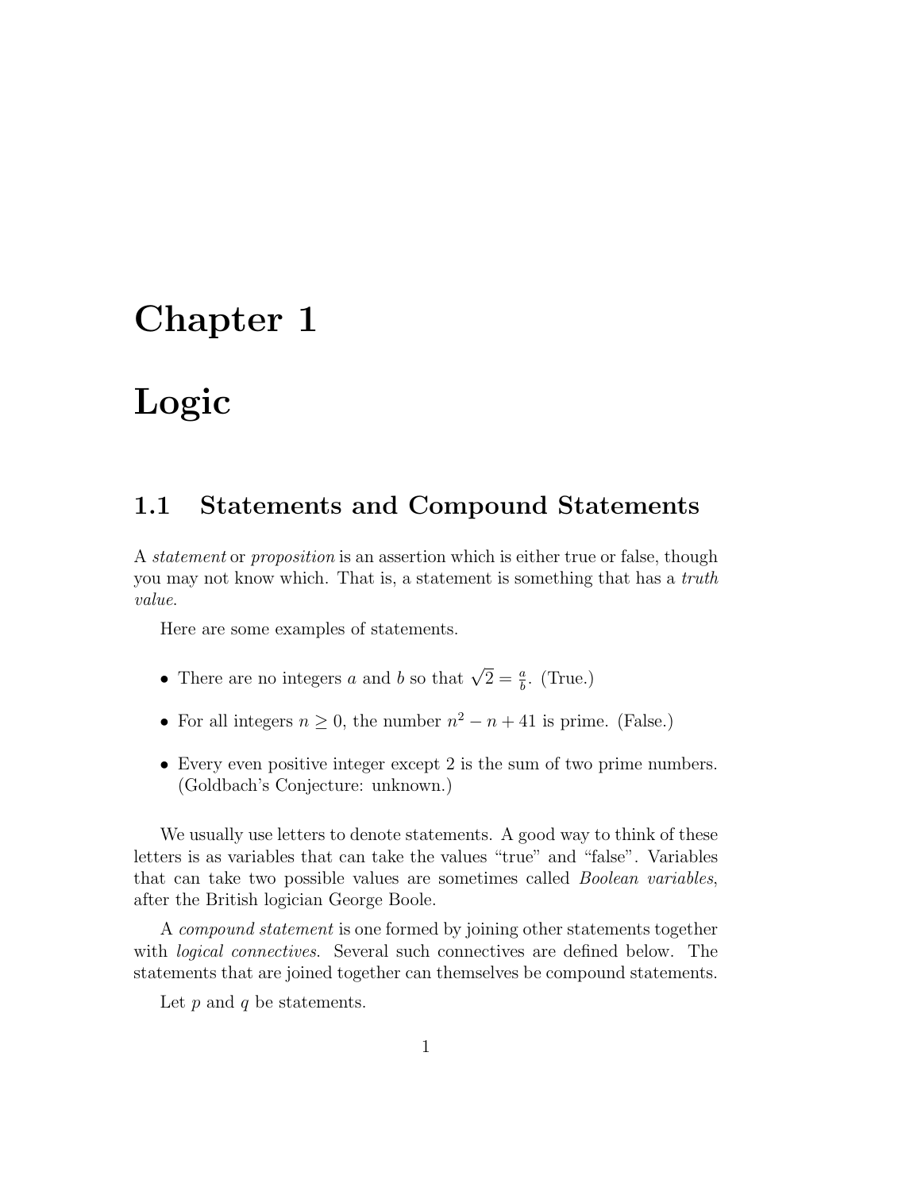# Chapter 1

# Logic

## 1.1 Statements and Compound Statements

A *statement* or *proposition* is an assertion which is either true or false, though you may not know which. That is, a statement is something that has a *truth value*.

Here are some examples of statements.

- There are no integers $a$ and $b$ so that $\sqrt{2} = \frac{a}{b}$. (True.)
- For all integers $n \geq 0$, the number $n^2 - n + 41$ is prime. (False.)
- Every even positive integer except 2 is the sum of two prime numbers. (Goldbach's Conjecture: unknown.)

We usually use letters to denote statements. A good way to think of these letters is as variables that can take the values "true" and "false". Variables that can take two possible values are sometimes called *Boolean variables*, after the British logician George Boole.

A *compound statement* is one formed by joining other statements together with *logical connectives*. Several such connectives are defined below. The statements that are joined together can themselves be compound statements.

Let $p$ and $q$ be statements.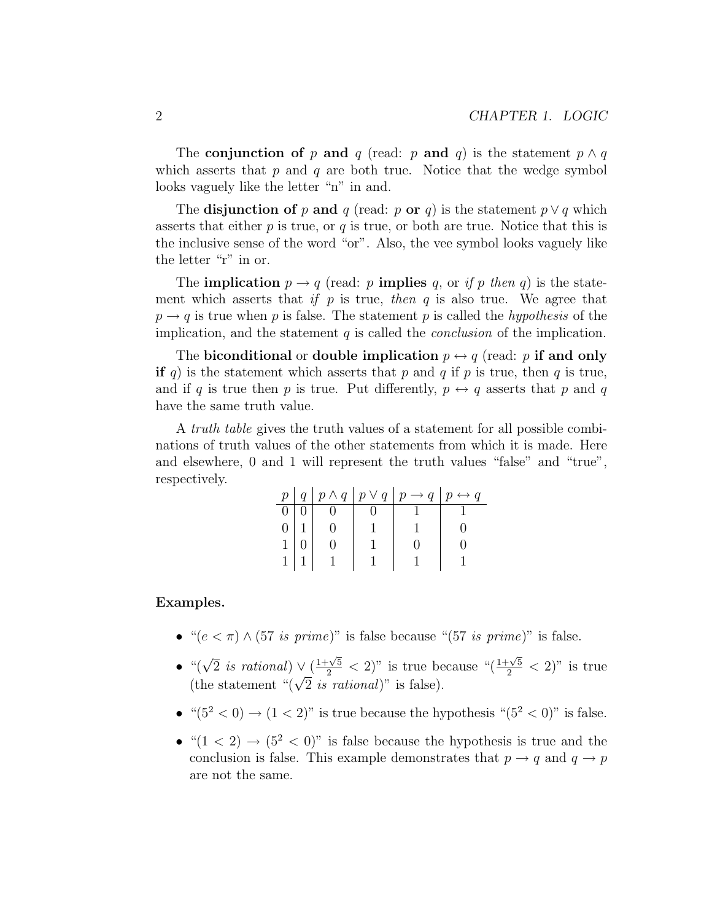The **conjunction of** $p$ **and** $q$ (read: $p$ **and** $q$) is the statement $p \wedge q$ which asserts that $p$ and $q$ are both true. Notice that the wedge symbol looks vaguely like the letter "n" in and.

The **disjunction of** $p$ **and** $q$ (read: $p$ **or** $q$) is the statement $p \vee q$ which asserts that either $p$ is true, or $q$ is true, or both are true. Notice that this is the inclusive sense of the word "or". Also, the vee symbol looks vaguely like the letter "r" in or.

The **implication** $p \to q$ (read: $p$ **implies** $q$, or *if* $p$ *then* $q$) is the statement which asserts that *if* $p$ is true, *then* $q$ is also true. We agree that $p \to q$ is true when $p$ is false. The statement $p$ is called the *hypothesis* of the implication, and the statement $q$ is called the *conclusion* of the implication.

The **biconditional** or **double implication** $p \leftrightarrow q$ (read: $p$ **if and only if** $q$) is the statement which asserts that $p$ and $q$ if $p$ is true, then $q$ is true, and if $q$ is true then $p$ is true. Put differently, $p \leftrightarrow q$ asserts that $p$ and $q$ have the same truth value.

A *truth table* gives the truth values of a statement for all possible combinations of truth values of the other statements from which it is made. Here and elsewhere, 0 and 1 will represent the truth values "false" and "true", respectively.

| $p$ | $q$ | $p \wedge q$ | $p \vee q$ | $p \to q$ | $p \leftrightarrow q$ |
|---|---|---|---|---|---|
| 0 | 0 | 0 | 0 | 1 | 1 |
| 0 | 1 | 0 | 1 | 1 | 0 |
| 1 | 0 | 0 | 1 | 0 | 0 |
| 1 | 1 | 1 | 1 | 1 | 1 |

**Examples.**

- "$(e < \pi) \wedge (57$ *is prime*$)$" is false because "$(57$ *is prime*$)$" is false.
- "$(\sqrt{2}$ *is rational*$) \vee (\frac{1+\sqrt{5}}{2} < 2)$" is true because "$(\frac{1+\sqrt{5}}{2} < 2)$" is true (the statement "$(\sqrt{2}$ *is rational*$)$" is false).
- "$(5^2 < 0) \to (1 < 2)$" is true because the hypothesis "$(5^2 < 0)$" is false.
- "$(1 < 2) \to (5^2 < 0)$" is false because the hypothesis is true and the conclusion is false. This example demonstrates that $p \to q$ and $q \to p$ are not the same.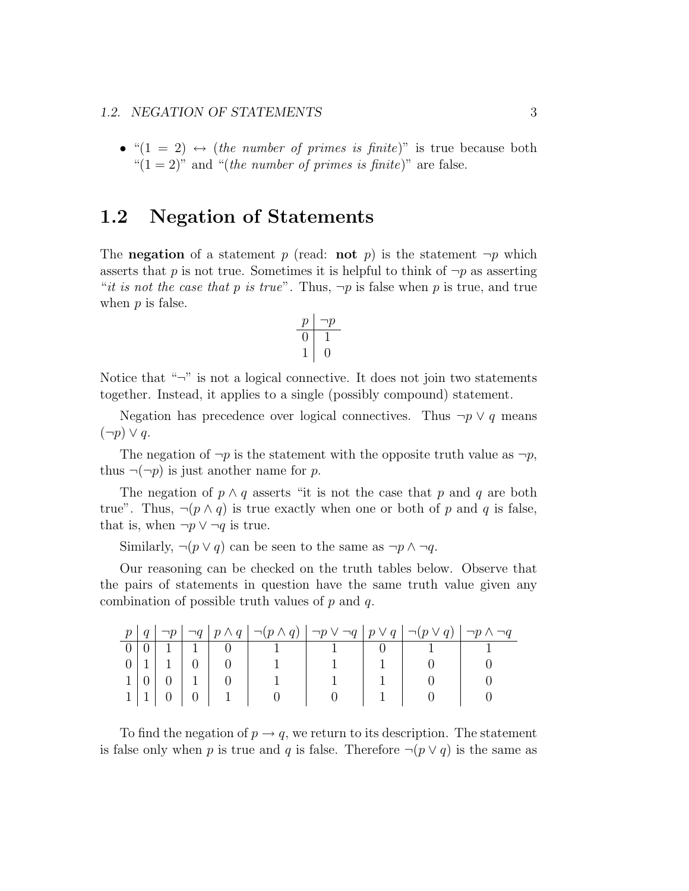- "$(1 = 2) \leftrightarrow$ (*the number of primes is finite*)" is true because both "$(1 = 2)$" and "(*the number of primes is finite*)" are false.

## 1.2 Negation of Statements

The **negation** of a statement $p$ (read: **not** $p$) is the statement $\neg p$ which asserts that $p$ is not true. Sometimes it is helpful to think of $\neg p$ as asserting "*it is not the case that $p$ is true*". Thus, $\neg p$ is false when $p$ is true, and true when $p$ is false.

| $p$ | $\neg p$ |
|---|---|
| 0 | 1 |
| 1 | 0 |

Notice that "$\neg$" is not a logical connective. It does not join two statements together. Instead, it applies to a single (possibly compound) statement.

Negation has precedence over logical connectives. Thus $\neg p \vee q$ means $(\neg p) \vee q$.

The negation of $\neg p$ is the statement with the opposite truth value as $\neg p$, thus $\neg(\neg p)$ is just another name for $p$.

The negation of $p \wedge q$ asserts "it is not the case that $p$ and $q$ are both true". Thus, $\neg(p \wedge q)$ is true exactly when one or both of $p$ and $q$ is false, that is, when $\neg p \vee \neg q$ is true.

Similarly, $\neg(p \vee q)$ can be seen to the same as $\neg p \wedge \neg q$.

Our reasoning can be checked on the truth tables below. Observe that the pairs of statements in question have the same truth value given any combination of possible truth values of $p$ and $q$.

| $p$ | $q$ | $\neg p$ | $\neg q$ | $p \wedge q$ | $\neg(p \wedge q)$ | $\neg p \vee \neg q$ | $p \vee q$ | $\neg(p \vee q)$ | $\neg p \wedge \neg q$ |
|---|---|---|---|---|---|---|---|---|---|
| 0 | 0 | 1 | 1 | 0 | 1 | 1 | 0 | 1 | 1 |
| 0 | 1 | 1 | 0 | 0 | 1 | 1 | 1 | 0 | 0 |
| 1 | 0 | 0 | 1 | 0 | 1 | 1 | 1 | 0 | 0 |
| 1 | 1 | 0 | 0 | 1 | 0 | 0 | 1 | 0 | 0 |

To find the negation of $p \to q$, we return to its description. The statement is false only when $p$ is true and $q$ is false. Therefore $\neg(p \vee q)$ is the same as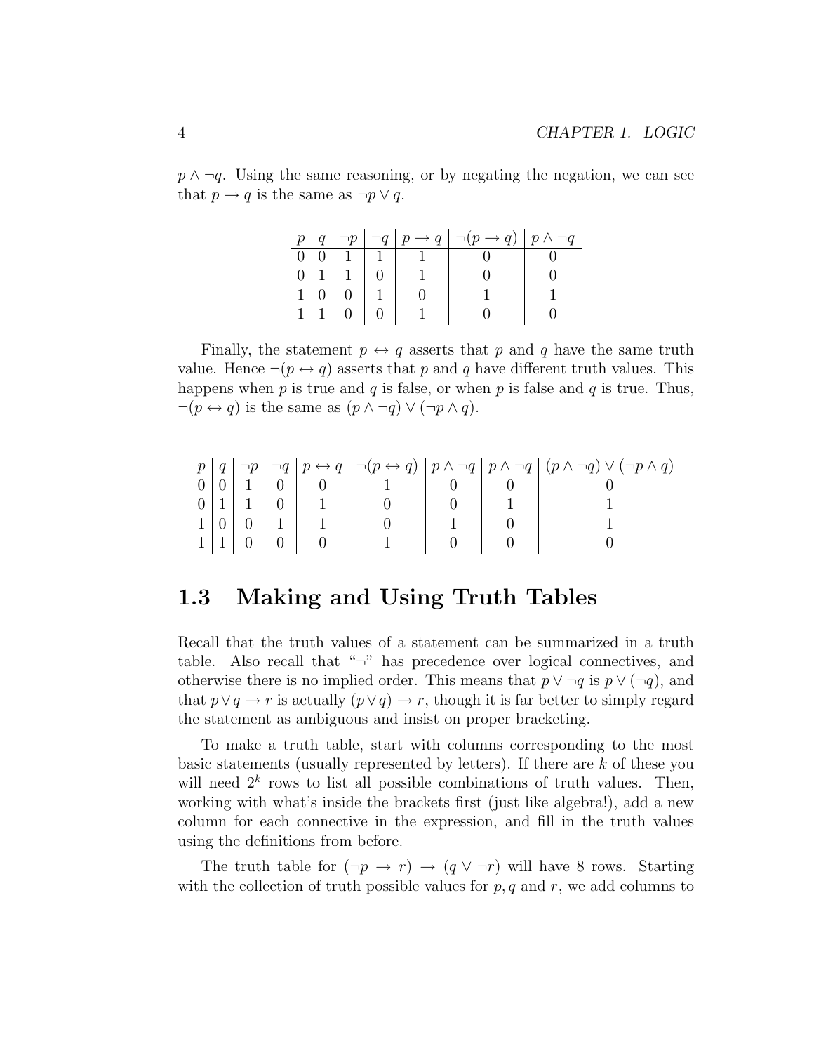$p \wedge \neg q$. Using the same reasoning, or by negating the negation, we can see that $p \to q$ is the same as $\neg p \vee q$.

| $p$ | $q$ | $\neg p$ | $\neg q$ | $p \to q$ | $\neg(p \to q)$ | $p \wedge \neg q$ |
|---|---|---|---|---|---|---|
| 0 | 0 | 1 | 1 | 1 | 0 | 0 |
| 0 | 1 | 1 | 0 | 1 | 0 | 0 |
| 1 | 0 | 0 | 1 | 0 | 1 | 1 |
| 1 | 1 | 0 | 0 | 1 | 0 | 0 |

Finally, the statement $p \leftrightarrow q$ asserts that $p$ and $q$ have the same truth value. Hence $\neg(p \leftrightarrow q)$ asserts that $p$ and $q$ have different truth values. This happens when $p$ is true and $q$ is false, or when $p$ is false and $q$ is true. Thus, $\neg(p \leftrightarrow q)$ is the same as $(p \wedge \neg q) \vee (\neg p \wedge q)$.

| $p$ | $q$ | $\neg p$ | $\neg q$ | $p \leftrightarrow q$ | $\neg(p \leftrightarrow q)$ | $p \wedge \neg q$ | $p \wedge \neg q$ | $(p \wedge \neg q) \vee (\neg p \wedge q)$ |
|---|---|---|---|---|---|---|---|---|
| 0 | 0 | 1 | 0 | 0 | 1 | 0 | 0 | 0 |
| 0 | 1 | 1 | 0 | 1 | 0 | 0 | 1 | 1 |
| 1 | 0 | 0 | 1 | 1 | 0 | 1 | 0 | 1 |
| 1 | 1 | 0 | 0 | 0 | 1 | 0 | 0 | 0 |

## 1.3 Making and Using Truth Tables

Recall that the truth values of a statement can be summarized in a truth table. Also recall that "$\neg$" has precedence over logical connectives, and otherwise there is no implied order. This means that $p \vee \neg q$ is $p \vee (\neg q)$, and that $p \vee q \to r$ is actually $(p \vee q) \to r$, though it is far better to simply regard the statement as ambiguous and insist on proper bracketing.

To make a truth table, start with columns corresponding to the most basic statements (usually represented by letters). If there are $k$ of these you will need $2^k$ rows to list all possible combinations of truth values. Then, working with what's inside the brackets first (just like algebra!), add a new column for each connective in the expression, and fill in the truth values using the definitions from before.

The truth table for $(\neg p \to r) \to (q \vee \neg r)$ will have 8 rows. Starting with the collection of truth possible values for $p, q$ and $r$, we add columns to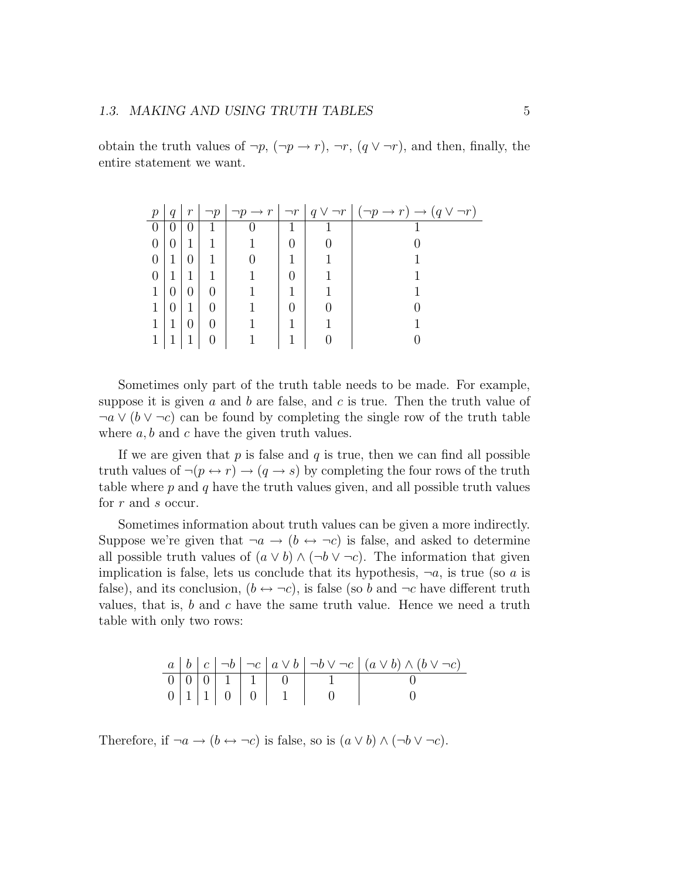obtain the truth values of $\neg p$, $(\neg p \to r)$, $\neg r$, $(q \vee \neg r)$, and then, finally, the entire statement we want.

| $p$ | $q$ | $r$ | $\neg p$ | $\neg p \to r$ | $\neg r$ | $q \vee \neg r$ | $(\neg p \to r) \to (q \vee \neg r)$ |
|---|---|---|---|---|---|---|---|
| 0 | 0 | 0 | 1 | 0 | 1 | 1 | 1 |
| 0 | 0 | 1 | 1 | 1 | 0 | 0 | 0 |
| 0 | 1 | 0 | 1 | 0 | 1 | 1 | 1 |
| 0 | 1 | 1 | 1 | 1 | 0 | 1 | 1 |
| 1 | 0 | 0 | 0 | 1 | 1 | 1 | 1 |
| 1 | 0 | 1 | 0 | 1 | 0 | 0 | 0 |
| 1 | 1 | 0 | 0 | 1 | 1 | 1 | 1 |
| 1 | 1 | 1 | 0 | 1 | 1 | 0 | 0 |

Sometimes only part of the truth table needs to be made. For example, suppose it is given $a$ and $b$ are false, and $c$ is true. Then the truth value of $\neg a \vee (b \vee \neg c)$ can be found by completing the single row of the truth table where $a, b$ and $c$ have the given truth values.

If we are given that $p$ is false and $q$ is true, then we can find all possible truth values of $\neg(p \leftrightarrow r) \to (q \to s)$ by completing the four rows of the truth table where $p$ and $q$ have the truth values given, and all possible truth values for $r$ and $s$ occur.

Sometimes information about truth values can be given a more indirectly. Suppose we're given that $\neg a \to (b \leftrightarrow \neg c)$ is false, and asked to determine all possible truth values of $(a \vee b) \wedge (\neg b \vee \neg c)$. The information that given implication is false, lets us conclude that its hypothesis, $\neg a$, is true (so $a$ is false), and its conclusion, $(b \leftrightarrow \neg c)$, is false (so $b$ and $\neg c$ have different truth values, that is, $b$ and $c$ have the same truth value. Hence we need a truth table with only two rows:

| $a$ | $b$ | $c$ | $\neg b$ | $\neg c$ | $a \vee b$ | $\neg b \vee \neg c$ | $(a \vee b) \wedge (b \vee \neg c)$ |
|---|---|---|---|---|---|---|---|
| 0 | 0 | 0 | 1 | 1 | 0 | 1 | 0 |
| 0 | 1 | 1 | 0 | 0 | 1 | 0 | 0 |

Therefore, if $\neg a \to (b \leftrightarrow \neg c)$ is false, so is $(a \vee b) \wedge (\neg b \vee \neg c)$.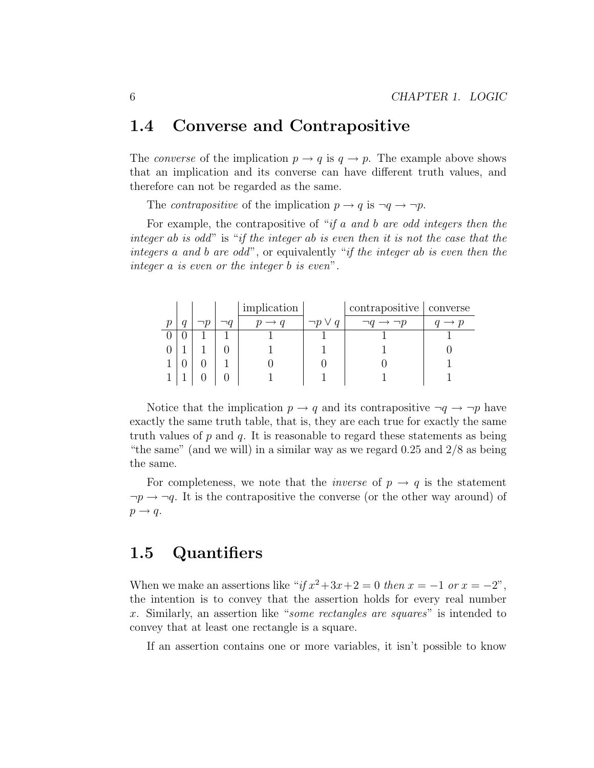## 1.4 Converse and Contrapositive

The *converse* of the implication $p \rightarrow q$ is $q \rightarrow p$. The example above shows that an implication and its converse can have different truth values, and therefore can not be regarded as the same.

The *contrapositive* of the implication $p \rightarrow q$ is $\neg q \rightarrow \neg p$.

For example, the contrapositive of "*if a and b are odd integers then the integer ab is odd*" is "*if the integer ab is even then it is not the case that the integers a and b are odd*", or equivalently "*if the integer ab is even then the integer a is even or the integer b is even*".

| | | | | implication | | contrapositive | converse |
|---|---|---|---|---|---|---|---|
| $p$ | $q$ | $\neg p$ | $\neg q$ | $p \rightarrow q$ | $\neg p \vee q$ | $\neg q \rightarrow \neg p$ | $q \rightarrow p$ |
| 0 | 0 | 1 | 1 | 1 | 1 | 1 | 1 |
| 0 | 1 | 1 | 0 | 1 | 1 | 1 | 0 |
| 1 | 0 | 0 | 1 | 0 | 0 | 0 | 1 |
| 1 | 1 | 0 | 0 | 1 | 1 | 1 | 1 |

Notice that the implication $p \rightarrow q$ and its contrapositive $\neg q \rightarrow \neg p$ have exactly the same truth table, that is, they are each true for exactly the same truth values of $p$ and $q$. It is reasonable to regard these statements as being "the same" (and we will) in a similar way as we regard 0.25 and 2/8 as being the same.

For completeness, we note that the *inverse* of $p \rightarrow q$ is the statement $\neg p \rightarrow \neg q$. It is the contrapositive the converse (or the other way around) of $p \rightarrow q$.

## 1.5 Quantifiers

When we make an assertions like "*if* $x^2+3x+2 = 0$ *then* $x = -1$ *or* $x = -2$", the intention is to convey that the assertion holds for every real number $x$. Similarly, an assertion like "*some rectangles are squares*" is intended to convey that at least one rectangle is a square.

If an assertion contains one or more variables, it isn't possible to know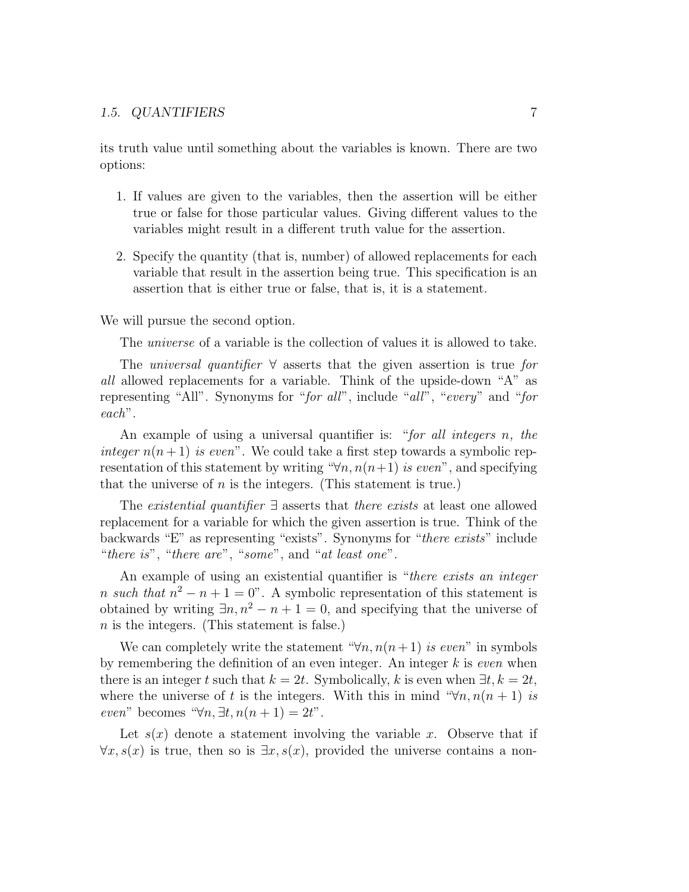its truth value until something about the variables is known. There are two options:

1. If values are given to the variables, then the assertion will be either true or false for those particular values. Giving different values to the variables might result in a different truth value for the assertion.
2. Specify the quantity (that is, number) of allowed replacements for each variable that result in the assertion being true. This specification is an assertion that is either true or false, that is, it is a statement.

We will pursue the second option.

The *universe* of a variable is the collection of values it is allowed to take.

The *universal quantifier* $\forall$ asserts that the given assertion is true *for all* allowed replacements for a variable. Think of the upside-down "A" as representing "All". Synonyms for "*for all*", include "*all*", "*every*" and "*for each*".

An example of using a universal quantifier is: "*for all integers* $n$*, the integer* $n(n+1)$ *is even*". We could take a first step towards a symbolic representation of this statement by writing "$\forall n, n(n+1)$ *is even*", and specifying that the universe of $n$ is the integers. (This statement is true.)

The *existential quantifier* $\exists$ asserts that *there exists* at least one allowed replacement for a variable for which the given assertion is true. Think of the backwards "E" as representing "exists". Synonyms for "*there exists*" include "*there is*", "*there are*", "*some*", and "*at least one*".

An example of using an existential quantifier is "*there exists an integer* $n$ *such that* $n^2 - n + 1 = 0$". A symbolic representation of this statement is obtained by writing $\exists n, n^2 - n + 1 = 0$, and specifying that the universe of $n$ is the integers. (This statement is false.)

We can completely write the statement "$\forall n, n(n+1)$ *is even*" in symbols by remembering the definition of an even integer. An integer $k$ is *even* when there is an integer $t$ such that $k = 2t$. Symbolically, $k$ is even when $\exists t, k = 2t$, where the universe of $t$ is the integers. With this in mind "$\forall n, n(n+1)$ *is even*" becomes "$\forall n, \exists t, n(n+1) = 2t$".

Let $s(x)$ denote a statement involving the variable $x$. Observe that if $\forall x, s(x)$ is true, then so is $\exists x, s(x)$, provided the universe contains a non-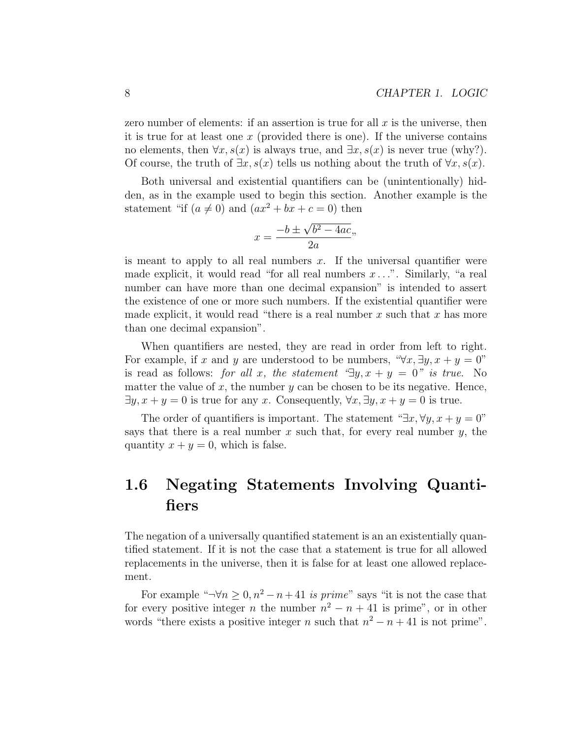zero number of elements: if an assertion is true for all $x$ is the universe, then it is true for at least one $x$ (provided there is one). If the universe contains no elements, then $\forall x, s(x)$ is always true, and $\exists x, s(x)$ is never true (why?). Of course, the truth of $\exists x, s(x)$ tells us nothing about the truth of $\forall x, s(x)$.

Both universal and existential quantifiers can be (unintentionally) hidden, as in the example used to begin this section. Another example is the statement "if $(a \neq 0)$ and $(ax^2 + bx + c = 0)$ then

$$x = \frac{-b \pm \sqrt{b^2 - 4ac}}{2a}\text{"}$$

is meant to apply to all real numbers $x$. If the universal quantifier were made explicit, it would read "for all real numbers $x \ldots$". Similarly, "a real number can have more than one decimal expansion" is intended to assert the existence of one or more such numbers. If the existential quantifier were made explicit, it would read "there is a real number $x$ such that $x$ has more than one decimal expansion".

When quantifiers are nested, they are read in order from left to right. For example, if $x$ and $y$ are understood to be numbers, "$\forall x, \exists y, x + y = 0$" is read as follows: *for all $x$, the statement "$\exists y, x + y = 0$" is true.* No matter the value of $x$, the number $y$ can be chosen to be its negative. Hence, $\exists y, x + y = 0$ is true for any $x$. Consequently, $\forall x, \exists y, x + y = 0$ is true.

The order of quantifiers is important. The statement "$\exists x, \forall y, x + y = 0$" says that there is a real number $x$ such that, for every real number $y$, the quantity $x + y = 0$, which is false.

## 1.6 Negating Statements Involving Quantifiers

The negation of a universally quantified statement is an an existentially quantified statement. If it is not the case that a statement is true for all allowed replacements in the universe, then it is false for at least one allowed replacement.

For example "$\neg \forall n \geq 0, n^2 - n + 41$ *is prime*" says "it is not the case that for every positive integer $n$ the number $n^2 - n + 41$ is prime", or in other words "there exists a positive integer $n$ such that $n^2 - n + 41$ is not prime".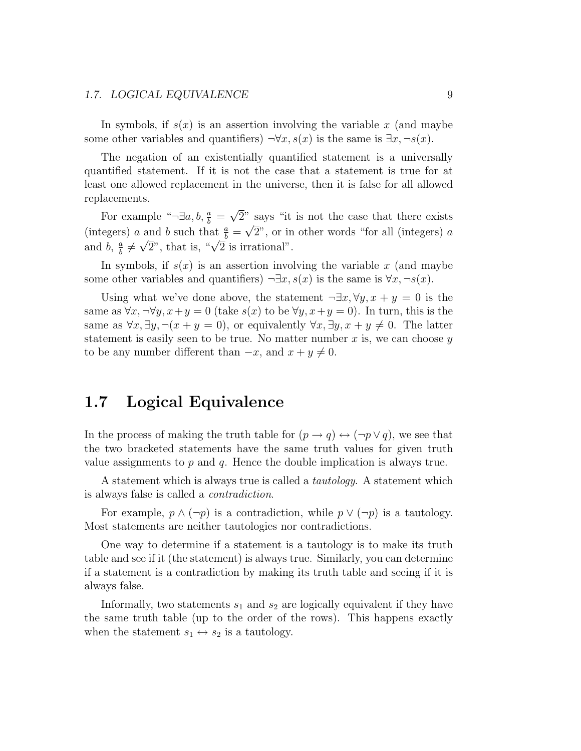In symbols, if $s(x)$ is an assertion involving the variable $x$ (and maybe some other variables and quantifiers) $\neg\forall x, s(x)$ is the same is $\exists x, \neg s(x)$.

The negation of an existentially quantified statement is a universally quantified statement. If it is not the case that a statement is true for at least one allowed replacement in the universe, then it is false for all allowed replacements.

For example "$\neg\exists a, b, \frac{a}{b} = \sqrt{2}$" says "it is not the case that there exists (integers) $a$ and $b$ such that $\frac{a}{b} = \sqrt{2}$", or in other words "for all (integers) $a$ and $b$, $\frac{a}{b} \neq \sqrt{2}$", that is, "$\sqrt{2}$ is irrational".

In symbols, if $s(x)$ is an assertion involving the variable $x$ (and maybe some other variables and quantifiers) $\neg\exists x, s(x)$ is the same is $\forall x, \neg s(x)$.

Using what we've done above, the statement $\neg\exists x, \forall y, x + y = 0$ is the same as $\forall x, \neg\forall y, x+y = 0$ (take $s(x)$ to be $\forall y, x+y = 0$). In turn, this is the same as $\forall x, \exists y, \neg(x + y = 0)$, or equivalently $\forall x, \exists y, x + y \neq 0$. The latter statement is easily seen to be true. No matter number $x$ is, we can choose $y$ to be any number different than $-x$, and $x + y \neq 0$.

## 1.7 Logical Equivalence

In the process of making the truth table for $(p \to q) \leftrightarrow (\neg p \vee q)$, we see that the two bracketed statements have the same truth values for given truth value assignments to $p$ and $q$. Hence the double implication is always true.

A statement which is always true is called a *tautology*. A statement which is always false is called a *contradiction*.

For example, $p \wedge (\neg p)$ is a contradiction, while $p \vee (\neg p)$ is a tautology. Most statements are neither tautologies nor contradictions.

One way to determine if a statement is a tautology is to make its truth table and see if it (the statement) is always true. Similarly, you can determine if a statement is a contradiction by making its truth table and seeing if it is always false.

Informally, two statements $s_1$ and $s_2$ are logically equivalent if they have the same truth table (up to the order of the rows). This happens exactly when the statement $s_1 \leftrightarrow s_2$ is a tautology.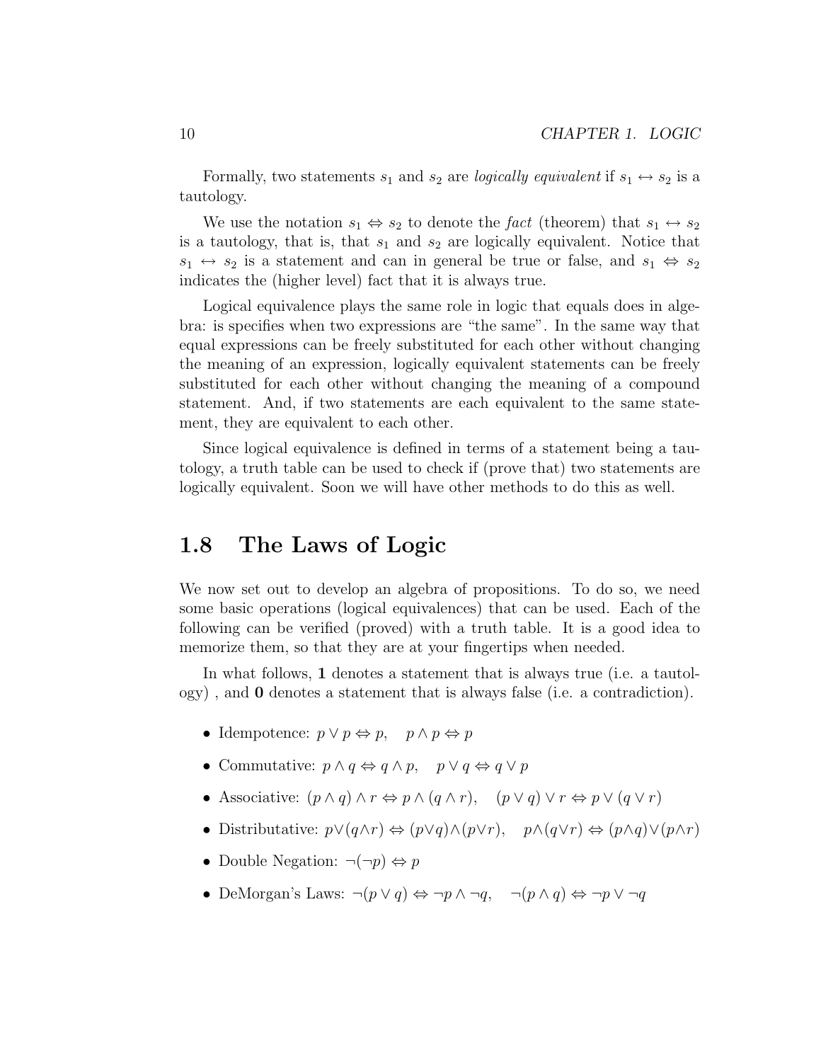Formally, two statements $s_1$ and $s_2$ are *logically equivalent* if $s_1 \leftrightarrow s_2$ is a tautology.

We use the notation $s_1 \Leftrightarrow s_2$ to denote the *fact* (theorem) that $s_1 \leftrightarrow s_2$ is a tautology, that is, that $s_1$ and $s_2$ are logically equivalent. Notice that $s_1 \leftrightarrow s_2$ is a statement and can in general be true or false, and $s_1 \Leftrightarrow s_2$ indicates the (higher level) fact that it is always true.

Logical equivalence plays the same role in logic that equals does in algebra: is specifies when two expressions are "the same". In the same way that equal expressions can be freely substituted for each other without changing the meaning of an expression, logically equivalent statements can be freely substituted for each other without changing the meaning of a compound statement. And, if two statements are each equivalent to the same statement, they are equivalent to each other.

Since logical equivalence is defined in terms of a statement being a tautology, a truth table can be used to check if (prove that) two statements are logically equivalent. Soon we will have other methods to do this as well.

## 1.8 The Laws of Logic

We now set out to develop an algebra of propositions. To do so, we need some basic operations (logical equivalences) that can be used. Each of the following can be verified (proved) with a truth table. It is a good idea to memorize them, so that they are at your fingertips when needed.

In what follows, **1** denotes a statement that is always true (i.e. a tautology) , and **0** denotes a statement that is always false (i.e. a contradiction).

- Idempotence: $p \vee p \Leftrightarrow p, \quad p \wedge p \Leftrightarrow p$
- Commutative: $p \wedge q \Leftrightarrow q \wedge p, \quad p \vee q \Leftrightarrow q \vee p$
- Associative: $(p \wedge q) \wedge r \Leftrightarrow p \wedge (q \wedge r), \quad (p \vee q) \vee r \Leftrightarrow p \vee (q \vee r)$
- Distributative: $p \vee (q \wedge r) \Leftrightarrow (p \vee q) \wedge (p \vee r), \quad p \wedge (q \vee r) \Leftrightarrow (p \wedge q) \vee (p \wedge r)$
- Double Negation: $\neg(\neg p) \Leftrightarrow p$
- DeMorgan's Laws: $\neg(p \vee q) \Leftrightarrow \neg p \wedge \neg q, \quad \neg(p \wedge q) \Leftrightarrow \neg p \vee \neg q$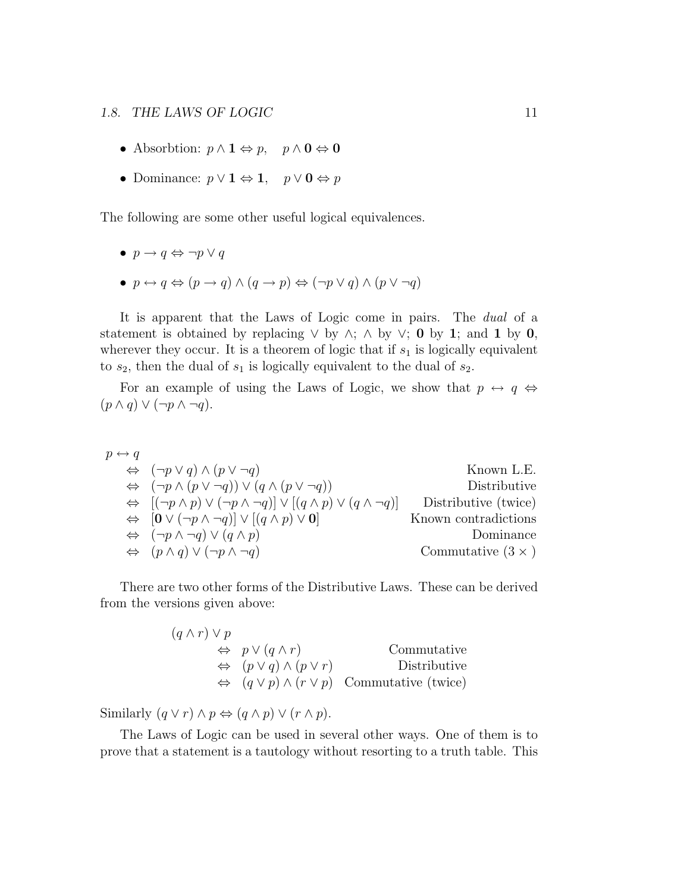- Absorbtion: $p \wedge \mathbf{1} \Leftrightarrow p, \quad p \wedge \mathbf{0} \Leftrightarrow \mathbf{0}$
- Dominance: $p \vee \mathbf{1} \Leftrightarrow \mathbf{1}, \quad p \vee \mathbf{0} \Leftrightarrow p$

The following are some other useful logical equivalences.

- $p \rightarrow q \Leftrightarrow \neg p \vee q$
- $p \leftrightarrow q \Leftrightarrow (p \rightarrow q) \wedge (q \rightarrow p) \Leftrightarrow (\neg p \vee q) \wedge (p \vee \neg q)$

It is apparent that the Laws of Logic come in pairs. The *dual* of a statement is obtained by replacing $\vee$ by $\wedge$; $\wedge$ by $\vee$; $\mathbf{0}$ by $\mathbf{1}$; and $\mathbf{1}$ by $\mathbf{0}$, wherever they occur. It is a theorem of logic that if $s_1$ is logically equivalent to $s_2$, then the dual of $s_1$ is logically equivalent to the dual of $s_2$.

For an example of using the Laws of Logic, we show that $p \leftrightarrow q \Leftrightarrow (p \wedge q) \vee (\neg p \wedge \neg q)$.

$$
\begin{array}{lr}
p \leftrightarrow q & \\
\quad \Leftrightarrow \ (\neg p \vee q) \wedge (p \vee \neg q) & \text{Known L.E.} \\
\quad \Leftrightarrow \ (\neg p \wedge (p \vee \neg q)) \vee (q \wedge (p \vee \neg q)) & \text{Distributive} \\
\quad \Leftrightarrow \ [(\neg p \wedge p) \vee (\neg p \wedge \neg q)] \vee [(q \wedge p) \vee (q \wedge \neg q)] & \text{Distributive (twice)} \\
\quad \Leftrightarrow \ [\mathbf{0} \vee (\neg p \wedge \neg q)] \vee [(q \wedge p) \vee \mathbf{0}] & \text{Known contradictions} \\
\quad \Leftrightarrow \ (\neg p \wedge \neg q) \vee (q \wedge p) & \text{Dominance} \\
\quad \Leftrightarrow \ (p \wedge q) \vee (\neg p \wedge \neg q) & \text{Commutative } (3\times)
\end{array}
$$

There are two other forms of the Distributive Laws. These can be derived from the versions given above:

$$
\begin{array}{lr}
(q \wedge r) \vee p & \\
\quad \Leftrightarrow \ p \vee (q \wedge r) & \text{Commutative} \\
\quad \Leftrightarrow \ (p \vee q) \wedge (p \vee r) & \text{Distributive} \\
\quad \Leftrightarrow \ (q \vee p) \wedge (r \vee p) & \text{Commutative (twice)}
\end{array}
$$

Similarly $(q \vee r) \wedge p \Leftrightarrow (q \wedge p) \vee (r \wedge p)$.

The Laws of Logic can be used in several other ways. One of them is to prove that a statement is a tautology without resorting to a truth table. This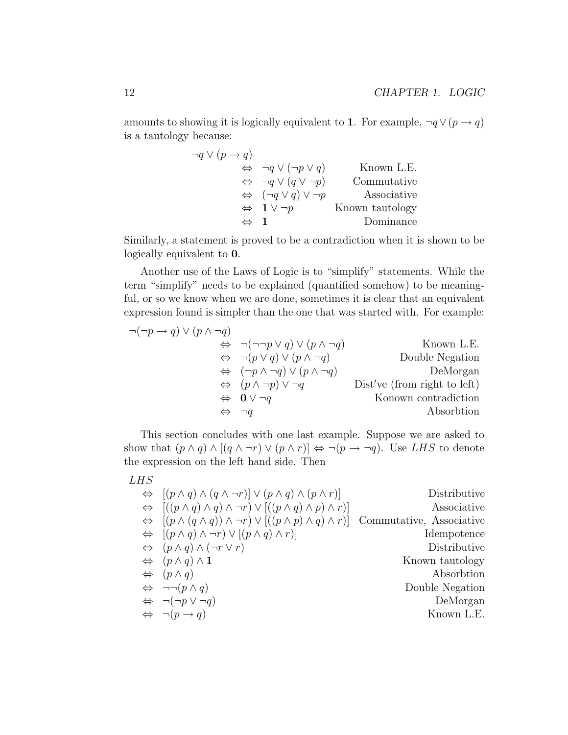amounts to showing it is logically equivalent to **1**. For example, $\neg q \vee (p \to q)$ is a tautology because:

$$
\begin{array}{lll}
\neg q \vee (p \to q) & & \\
\Leftrightarrow & \neg q \vee (\neg p \vee q) & \text{Known L.E.} \\
\Leftrightarrow & \neg q \vee (q \vee \neg p) & \text{Commutative} \\
\Leftrightarrow & (\neg q \vee q) \vee \neg p & \text{Associative} \\
\Leftrightarrow & \mathbf{1} \vee \neg p & \text{Known tautology} \\
\Leftrightarrow & \mathbf{1} & \text{Dominance}
\end{array}
$$

Similarly, a statement is proved to be a contradiction when it is shown to be logically equivalent to **0**.

Another use of the Laws of Logic is to "simplify" statements. While the term "simplify" needs to be explained (quantified somehow) to be meaningful, or so we know when we are done, sometimes it is clear that an equivalent expression found is simpler than the one that was started with. For example:

$$
\begin{array}{lll}
\neg(\neg p \to q) \vee (p \wedge \neg q) & & \\
\Leftrightarrow & \neg(\neg\neg p \vee q) \vee (p \wedge \neg q) & \text{Known L.E.} \\
\Leftrightarrow & \neg(p \vee q) \vee (p \wedge \neg q) & \text{Double Negation} \\
\Leftrightarrow & (\neg p \wedge \neg q) \vee (p \wedge \neg q) & \text{DeMorgan} \\
\Leftrightarrow & (p \wedge \neg p) \vee \neg q & \text{Dist've (from right to left)} \\
\Leftrightarrow & \mathbf{0} \vee \neg q & \text{Konown contradiction} \\
\Leftrightarrow & \neg q & \text{Absorbtion}
\end{array}
$$

This section concludes with one last example. Suppose we are asked to show that $(p \wedge q) \wedge [(q \wedge \neg r) \vee (p \wedge r)] \Leftrightarrow \neg(p \to \neg q)$. Use $LHS$ to denote the expression on the left hand side. Then

$$
\begin{array}{lll}
LHS & & \\
\Leftrightarrow & [(p \wedge q) \wedge (q \wedge \neg r)] \vee (p \wedge q) \wedge (p \wedge r)] & \text{Distributive} \\
\Leftrightarrow & [((p \wedge q) \wedge q) \wedge \neg r) \vee [((p \wedge q) \wedge p) \wedge r)] & \text{Associative} \\
\Leftrightarrow & [(p \wedge (q \wedge q)) \wedge \neg r) \vee [((p \wedge p) \wedge q) \wedge r)] & \text{Commutative, Associative} \\
\Leftrightarrow & [(p \wedge q) \wedge \neg r) \vee [(p \wedge q) \wedge r)] & \text{Idempotence} \\
\Leftrightarrow & (p \wedge q) \wedge (\neg r \vee r) & \text{Distributive} \\
\Leftrightarrow & (p \wedge q) \wedge \mathbf{1} & \text{Known tautology} \\
\Leftrightarrow & (p \wedge q) & \text{Absorbtion} \\
\Leftrightarrow & \neg\neg(p \wedge q) & \text{Double Negation} \\
\Leftrightarrow & \neg(\neg p \vee \neg q) & \text{DeMorgan} \\
\Leftrightarrow & \neg(p \to q) & \text{Known L.E.}
\end{array}
$$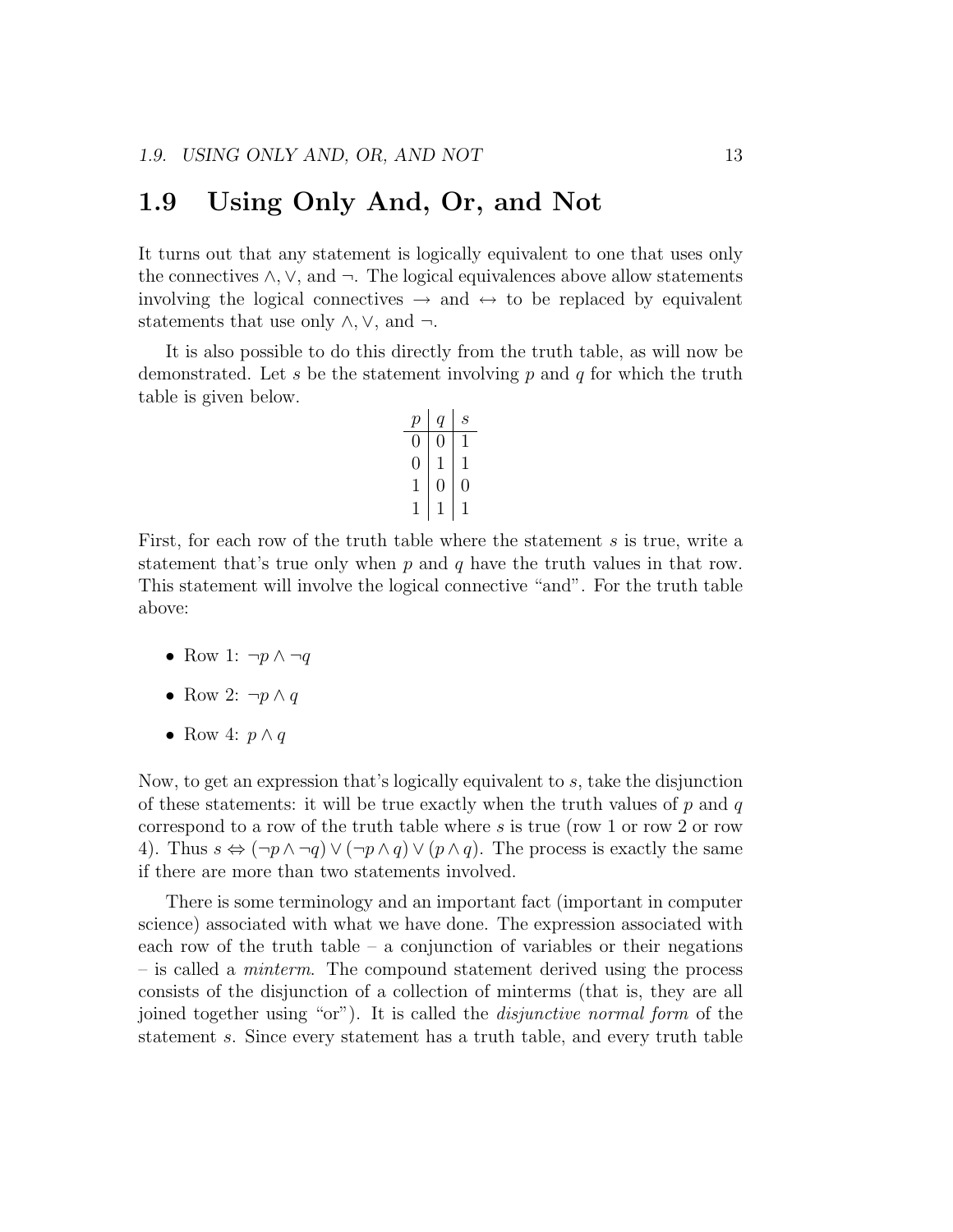## 1.9 Using Only And, Or, and Not

It turns out that any statement is logically equivalent to one that uses only the connectives $\wedge, \vee$, and $\neg$. The logical equivalences above allow statements involving the logical connectives $\rightarrow$ and $\leftrightarrow$ to be replaced by equivalent statements that use only $\wedge, \vee$, and $\neg$.

It is also possible to do this directly from the truth table, as will now be demonstrated. Let $s$ be the statement involving $p$ and $q$ for which the truth table is given below.

| $p$ | $q$ | $s$ |
|---|---|---|
| 0 | 0 | 1 |
| 0 | 1 | 1 |
| 1 | 0 | 0 |
| 1 | 1 | 1 |

First, for each row of the truth table where the statement $s$ is true, write a statement that's true only when $p$ and $q$ have the truth values in that row. This statement will involve the logical connective "and". For the truth table above:

- Row 1: $\neg p \wedge \neg q$
- Row 2: $\neg p \wedge q$
- Row 4: $p \wedge q$

Now, to get an expression that's logically equivalent to $s$, take the disjunction of these statements: it will be true exactly when the truth values of $p$ and $q$ correspond to a row of the truth table where $s$ is true (row 1 or row 2 or row 4). Thus $s \Leftrightarrow (\neg p \wedge \neg q) \vee (\neg p \wedge q) \vee (p \wedge q)$. The process is exactly the same if there are more than two statements involved.

There is some terminology and an important fact (important in computer science) associated with what we have done. The expression associated with each row of the truth table – a conjunction of variables or their negations – is called a *minterm*. The compound statement derived using the process consists of the disjunction of a collection of minterms (that is, they are all joined together using "or"). It is called the *disjunctive normal form* of the statement $s$. Since every statement has a truth table, and every truth table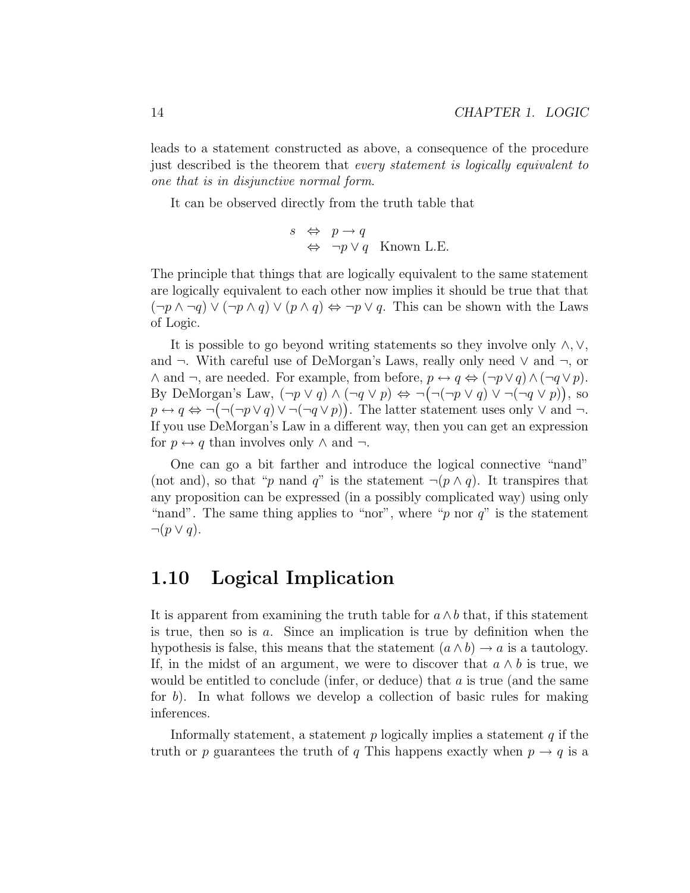leads to a statement constructed as above, a consequence of the procedure just described is the theorem that *every statement is logically equivalent to one that is in disjunctive normal form*.

It can be observed directly from the truth table that

$$
\begin{aligned}
s &\Leftrightarrow p \rightarrow q \\
&\Leftrightarrow \neg p \vee q \quad \text{Known L.E.}
\end{aligned}
$$

The principle that things that are logically equivalent to the same statement are logically equivalent to each other now implies it should be true that that $(\neg p \wedge \neg q) \vee (\neg p \wedge q) \vee (p \wedge q) \Leftrightarrow \neg p \vee q$. This can be shown with the Laws of Logic.

It is possible to go beyond writing statements so they involve only $\wedge, \vee$, and $\neg$. With careful use of DeMorgan's Laws, really only need $\vee$ and $\neg$, or $\wedge$ and $\neg$, are needed. For example, from before, $p \leftrightarrow q \Leftrightarrow (\neg p \vee q) \wedge (\neg q \vee p)$. By DeMorgan's Law, $(\neg p \vee q) \wedge (\neg q \vee p) \Leftrightarrow \neg\big(\neg(\neg p \vee q) \vee \neg(\neg q \vee p)\big)$, so $p \leftrightarrow q \Leftrightarrow \neg\big(\neg(\neg p \vee q) \vee \neg(\neg q \vee p)\big)$. The latter statement uses only $\vee$ and $\neg$. If you use DeMorgan's Law in a different way, then you can get an expression for $p \leftrightarrow q$ than involves only $\wedge$ and $\neg$.

One can go a bit farther and introduce the logical connective "nand" (not and), so that "$p$ nand $q$" is the statement $\neg(p \wedge q)$. It transpires that any proposition can be expressed (in a possibly complicated way) using only "nand". The same thing applies to "nor", where "$p$ nor $q$" is the statement $\neg(p \vee q)$.

## 1.10 Logical Implication

It is apparent from examining the truth table for $a \wedge b$ that, if this statement is true, then so is $a$. Since an implication is true by definition when the hypothesis is false, this means that the statement $(a \wedge b) \rightarrow a$ is a tautology. If, in the midst of an argument, we were to discover that $a \wedge b$ is true, we would be entitled to conclude (infer, or deduce) that $a$ is true (and the same for $b$). In what follows we develop a collection of basic rules for making inferences.

Informally statement, a statement $p$ logically implies a statement $q$ if the truth or $p$ guarantees the truth of $q$ This happens exactly when $p \rightarrow q$ is a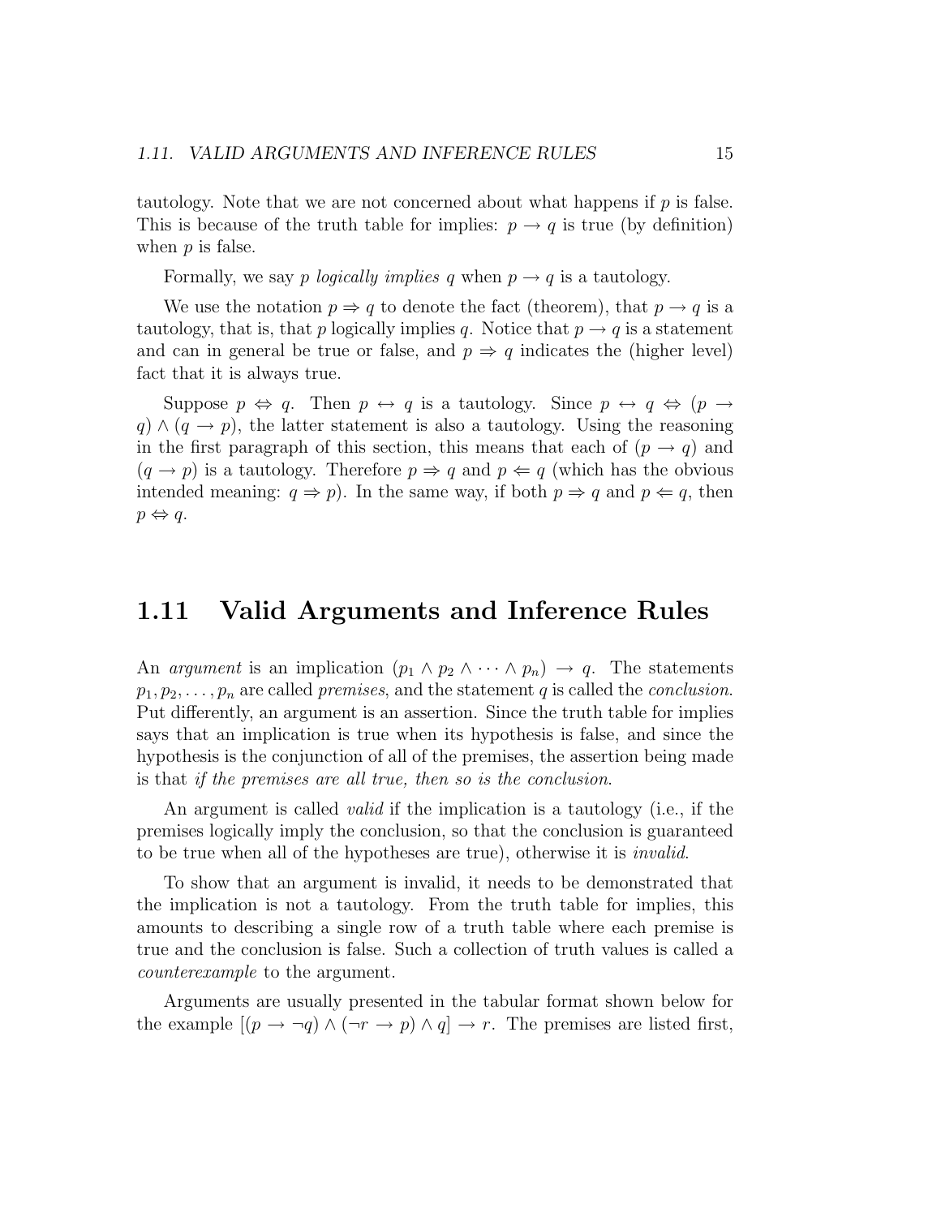tautology. Note that we are not concerned about what happens if $p$ is false. This is because of the truth table for implies: $p \rightarrow q$ is true (by definition) when $p$ is false.

Formally, we say $p$ *logically implies* $q$ when $p \rightarrow q$ is a tautology.

We use the notation $p \Rightarrow q$ to denote the fact (theorem), that $p \rightarrow q$ is a tautology, that is, that $p$ logically implies $q$. Notice that $p \rightarrow q$ is a statement and can in general be true or false, and $p \Rightarrow q$ indicates the (higher level) fact that it is always true.

Suppose $p \Leftrightarrow q$. Then $p \leftrightarrow q$ is a tautology. Since $p \leftrightarrow q \Leftrightarrow (p \rightarrow q) \wedge (q \rightarrow p)$, the latter statement is also a tautology. Using the reasoning in the first paragraph of this section, this means that each of $(p \rightarrow q)$ and $(q \rightarrow p)$ is a tautology. Therefore $p \Rightarrow q$ and $p \Leftarrow q$ (which has the obvious intended meaning: $q \Rightarrow p$). In the same way, if both $p \Rightarrow q$ and $p \Leftarrow q$, then $p \Leftrightarrow q$.

## 1.11 Valid Arguments and Inference Rules

An *argument* is an implication $(p_1 \wedge p_2 \wedge \cdots \wedge p_n) \rightarrow q$. The statements $p_1, p_2, \ldots, p_n$ are called *premises*, and the statement $q$ is called the *conclusion*. Put differently, an argument is an assertion. Since the truth table for implies says that an implication is true when its hypothesis is false, and since the hypothesis is the conjunction of all of the premises, the assertion being made is that *if the premises are all true, then so is the conclusion*.

An argument is called *valid* if the implication is a tautology (i.e., if the premises logically imply the conclusion, so that the conclusion is guaranteed to be true when all of the hypotheses are true), otherwise it is *invalid*.

To show that an argument is invalid, it needs to be demonstrated that the implication is not a tautology. From the truth table for implies, this amounts to describing a single row of a truth table where each premise is true and the conclusion is false. Such a collection of truth values is called a *counterexample* to the argument.

Arguments are usually presented in the tabular format shown below for the example $[(p \rightarrow \neg q) \wedge (\neg r \rightarrow p) \wedge q] \rightarrow r$. The premises are listed first,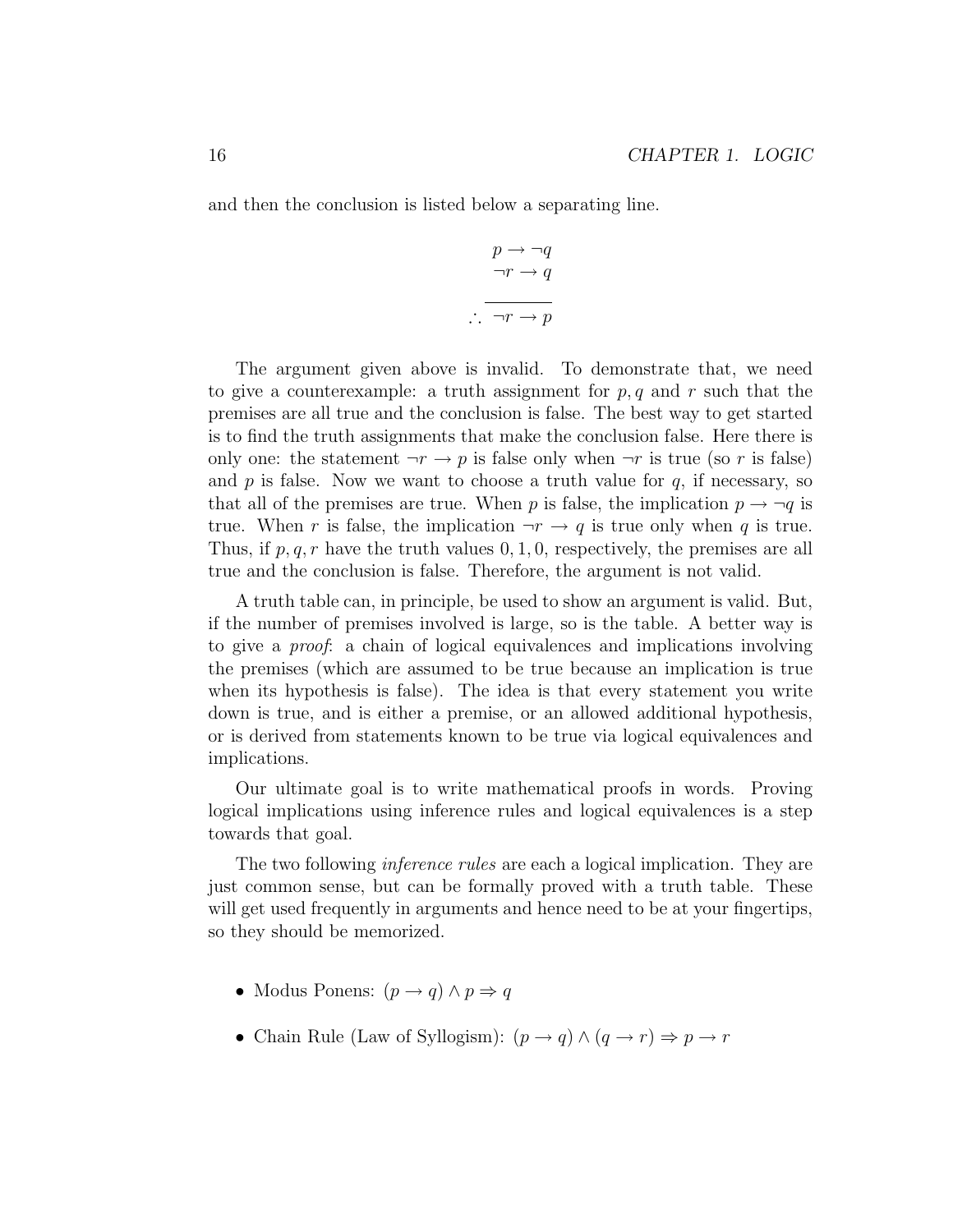and then the conclusion is listed below a separating line.

$$\begin{array}{rl} & p \to \neg q \\ & \neg r \to q \\ \hline \therefore & \neg r \to p \end{array}$$

The argument given above is invalid. To demonstrate that, we need to give a counterexample: a truth assignment for $p, q$ and $r$ such that the premises are all true and the conclusion is false. The best way to get started is to find the truth assignments that make the conclusion false. Here there is only one: the statement $\neg r \to p$ is false only when $\neg r$ is true (so $r$ is false) and $p$ is false. Now we want to choose a truth value for $q$, if necessary, so that all of the premises are true. When $p$ is false, the implication $p \to \neg q$ is true. When $r$ is false, the implication $\neg r \to q$ is true only when $q$ is true. Thus, if $p, q, r$ have the truth values $0, 1, 0$, respectively, the premises are all true and the conclusion is false. Therefore, the argument is not valid.

A truth table can, in principle, be used to show an argument is valid. But, if the number of premises involved is large, so is the table. A better way is to give a *proof*: a chain of logical equivalences and implications involving the premises (which are assumed to be true because an implication is true when its hypothesis is false). The idea is that every statement you write down is true, and is either a premise, or an allowed additional hypothesis, or is derived from statements known to be true via logical equivalences and implications.

Our ultimate goal is to write mathematical proofs in words. Proving logical implications using inference rules and logical equivalences is a step towards that goal.

The two following *inference rules* are each a logical implication. They are just common sense, but can be formally proved with a truth table. These will get used frequently in arguments and hence need to be at your fingertips, so they should be memorized.

- Modus Ponens: $(p \to q) \wedge p \Rightarrow q$
- Chain Rule (Law of Syllogism): $(p \to q) \wedge (q \to r) \Rightarrow p \to r$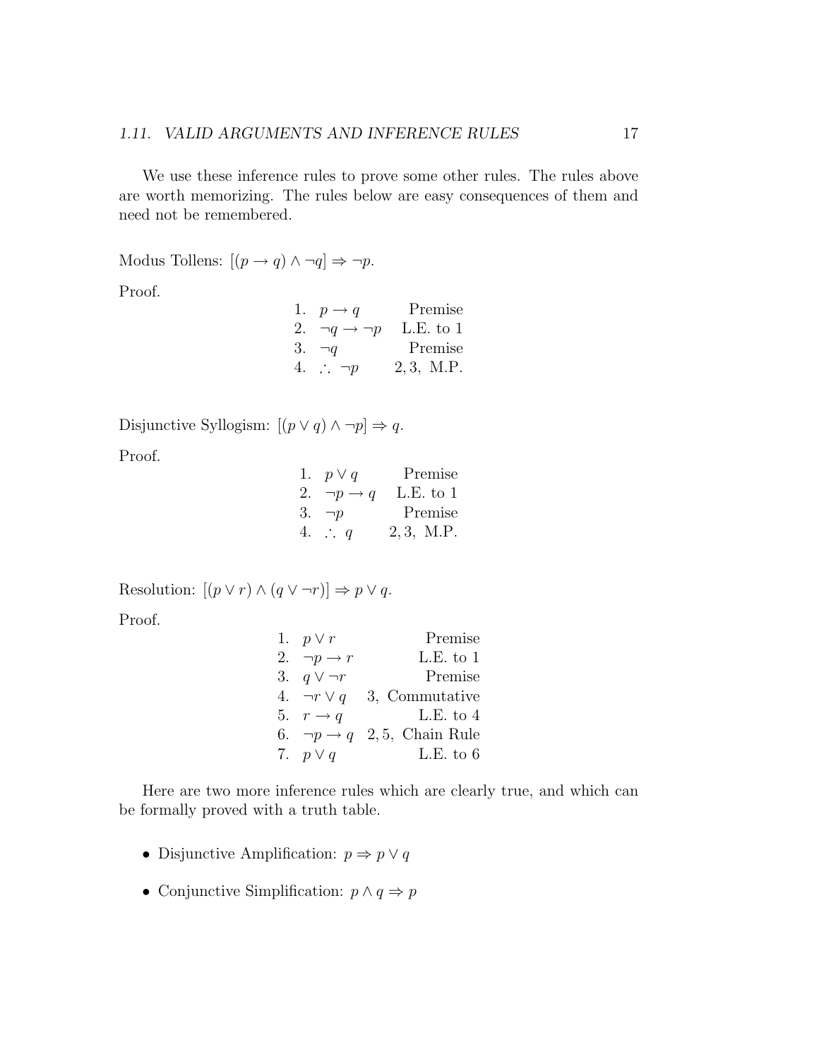We use these inference rules to prove some other rules. The rules above are worth memorizing. The rules below are easy consequences of them and need not be remembered.

Modus Tollens: $[(p \to q) \land \neg q] \Rightarrow \neg p$.

Proof.

| | | |
|---|---|---|
| 1. | $p \to q$ | Premise |
| 2. | $\neg q \to \neg p$ | L.E. to 1 |
| 3. | $\neg q$ | Premise |
| 4. | $\therefore\ \neg p$ | 2, 3, M.P. |

Disjunctive Syllogism: $[(p \lor q) \land \neg p] \Rightarrow q$.

Proof.

| | | |
|---|---|---|
| 1. | $p \lor q$ | Premise |
| 2. | $\neg p \to q$ | L.E. to 1 |
| 3. | $\neg p$ | Premise |
| 4. | $\therefore\ q$ | 2, 3, M.P. |

Resolution: $[(p \lor r) \land (q \lor \neg r)] \Rightarrow p \lor q$.

Proof.

| | | |
|---|---|---|
| 1. | $p \lor r$ | Premise |
| 2. | $\neg p \to r$ | L.E. to 1 |
| 3. | $q \lor \neg r$ | Premise |
| 4. | $\neg r \lor q$ | 3, Commutative |
| 5. | $r \to q$ | L.E. to 4 |
| 6. | $\neg p \to q$ | 2, 5, Chain Rule |
| 7. | $p \lor q$ | L.E. to 6 |

Here are two more inference rules which are clearly true, and which can be formally proved with a truth table.

- Disjunctive Amplification: $p \Rightarrow p \lor q$
- Conjunctive Simplification: $p \land q \Rightarrow p$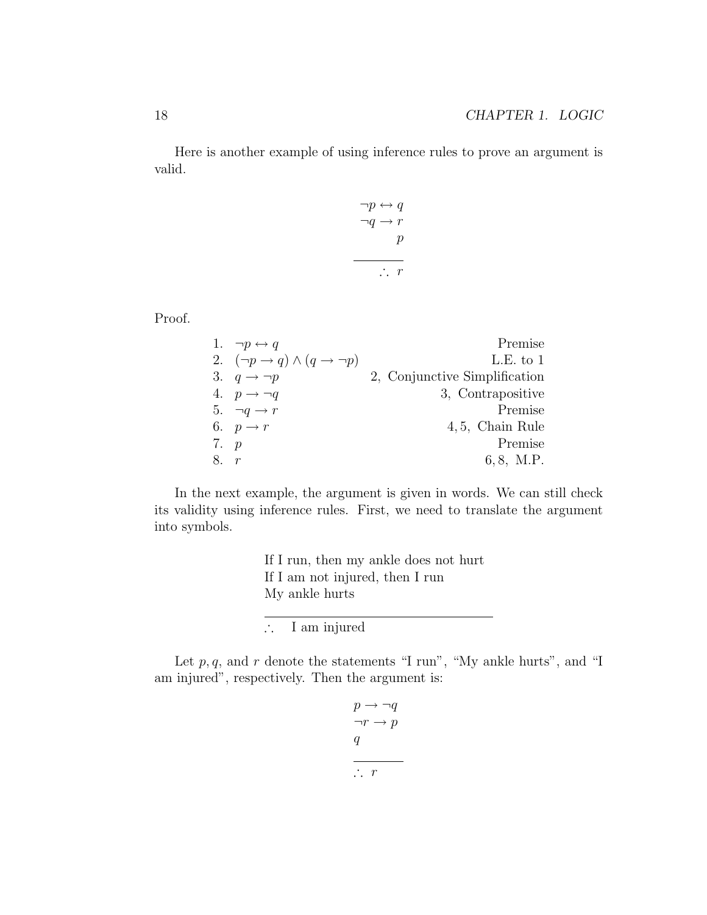Here is another example of using inference rules to prove an argument is valid.

$$
\begin{array}{r}
\neg p \leftrightarrow q \\
\neg q \rightarrow r \\
p \\
\hline
\therefore \ r
\end{array}
$$

Proof.

| | | |
|---|---|---|
| 1. | $\neg p \leftrightarrow q$ | Premise |
| 2. | $(\neg p \rightarrow q) \land (q \rightarrow \neg p)$ | L.E. to 1 |
| 3. | $q \rightarrow \neg p$ | 2, Conjunctive Simplification |
| 4. | $p \rightarrow \neg q$ | 3, Contrapositive |
| 5. | $\neg q \rightarrow r$ | Premise |
| 6. | $p \rightarrow r$ | 4, 5, Chain Rule |
| 7. | $p$ | Premise |
| 8. | $r$ | 6, 8, M.P. |

In the next example, the argument is given in words. We can still check its validity using inference rules. First, we need to translate the argument into symbols.

If I run, then my ankle does not hurt  
If I am not injured, then I run  
My ankle hurts

---

∴ I am injured

Let $p, q$, and $r$ denote the statements "I run", "My ankle hurts", and "I am injured", respectively. Then the argument is:

$$
\begin{array}{l}
p \rightarrow \neg q \\
\neg r \rightarrow p \\
q \\
\hline
\therefore \ r
\end{array}
$$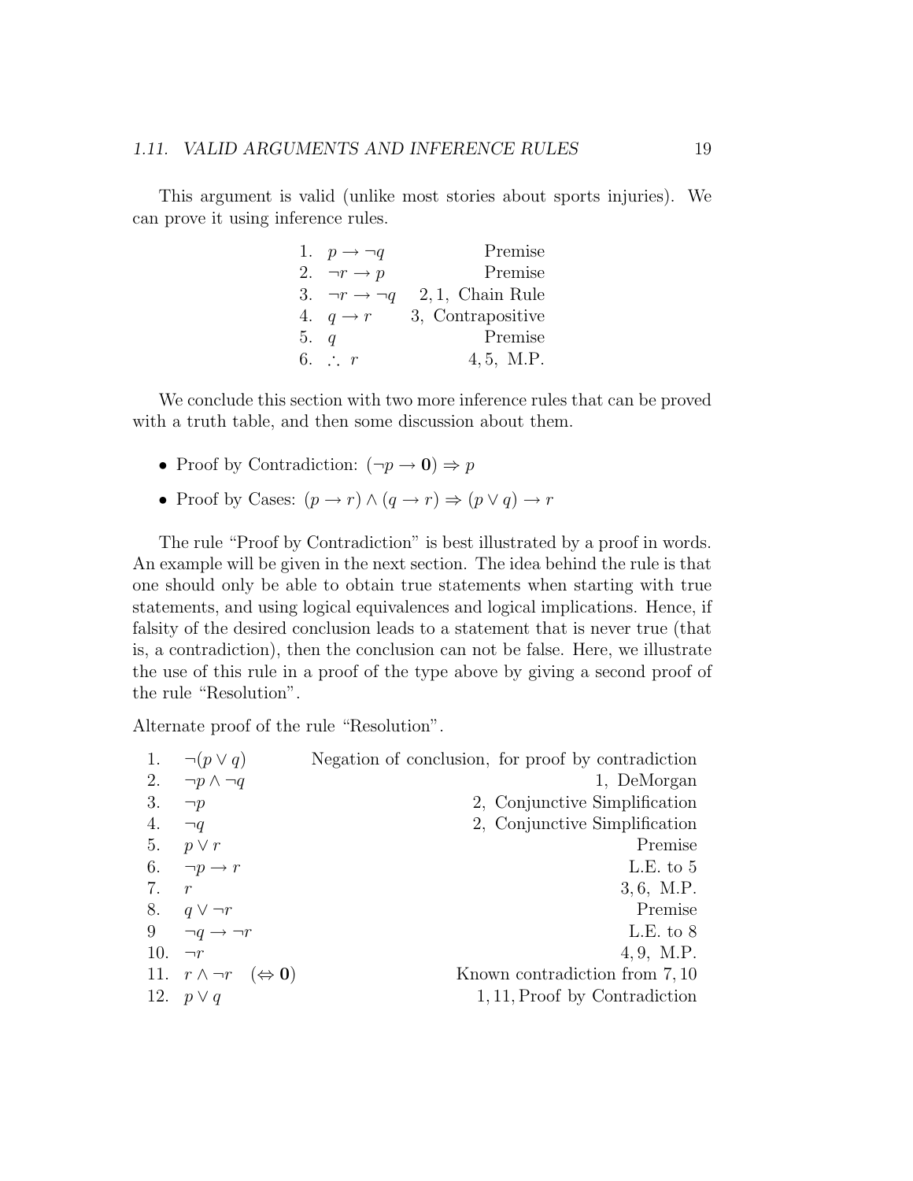This argument is valid (unlike most stories about sports injuries). We can prove it using inference rules.

| | | |
|---|---|---|
| 1. | $p \to \neg q$ | Premise |
| 2. | $\neg r \to p$ | Premise |
| 3. | $\neg r \to \neg q$ | 2, 1, Chain Rule |
| 4. | $q \to r$ | 3, Contrapositive |
| 5. | $q$ | Premise |
| 6. | $\therefore\ r$ | 4, 5, M.P. |

We conclude this section with two more inference rules that can be proved with a truth table, and then some discussion about them.

- Proof by Contradiction: $(\neg p \to \mathbf{0}) \Rightarrow p$
- Proof by Cases: $(p \to r) \wedge (q \to r) \Rightarrow (p \vee q) \to r$

The rule "Proof by Contradiction" is best illustrated by a proof in words. An example will be given in the next section. The idea behind the rule is that one should only be able to obtain true statements when starting with true statements, and using logical equivalences and logical implications. Hence, if falsity of the desired conclusion leads to a statement that is never true (that is, a contradiction), then the conclusion can not be false. Here, we illustrate the use of this rule in a proof of the type above by giving a second proof of the rule "Resolution".

Alternate proof of the rule "Resolution".

| | | |
|---|---|---|
| 1. | $\neg(p \vee q)$ | Negation of conclusion, for proof by contradiction |
| 2. | $\neg p \wedge \neg q$ | 1, DeMorgan |
| 3. | $\neg p$ | 2, Conjunctive Simplification |
| 4. | $\neg q$ | 2, Conjunctive Simplification |
| 5. | $p \vee r$ | Premise |
| 6. | $\neg p \to r$ | L.E. to 5 |
| 7. | $r$ | 3, 6, M.P. |
| 8. | $q \vee \neg r$ | Premise |
| 9 | $\neg q \to \neg r$ | L.E. to 8 |
| 10. | $\neg r$ | 4, 9, M.P. |
| 11. | $r \wedge \neg r \quad (\Leftrightarrow \mathbf{0})$ | Known contradiction from 7, 10 |
| 12. | $p \vee q$ | 1, 11, Proof by Contradiction |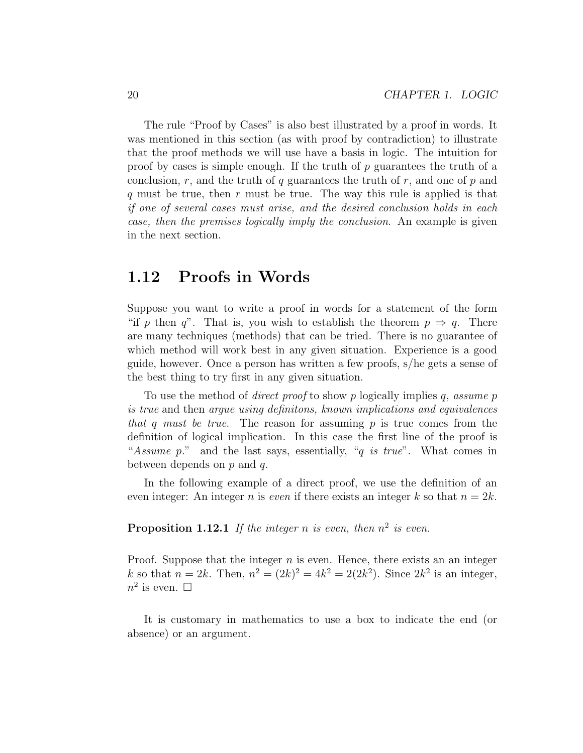The rule "Proof by Cases" is also best illustrated by a proof in words. It was mentioned in this section (as with proof by contradiction) to illustrate that the proof methods we will use have a basis in logic. The intuition for proof by cases is simple enough. If the truth of $p$ guarantees the truth of a conclusion, $r$, and the truth of $q$ guarantees the truth of $r$, and one of $p$ and $q$ must be true, then $r$ must be true. The way this rule is applied is that *if one of several cases must arise, and the desired conclusion holds in each case, then the premises logically imply the conclusion*. An example is given in the next section.

## 1.12 Proofs in Words

Suppose you want to write a proof in words for a statement of the form "if $p$ then $q$". That is, you wish to establish the theorem $p \Rightarrow q$. There are many techniques (methods) that can be tried. There is no guarantee of which method will work best in any given situation. Experience is a good guide, however. Once a person has written a few proofs, s/he gets a sense of the best thing to try first in any given situation.

To use the method of *direct proof* to show $p$ logically implies $q$, *assume $p$ is true* and then *argue using definitons, known implications and equivalences that $q$ must be true*. The reason for assuming $p$ is true comes from the definition of logical implication. In this case the first line of the proof is "*Assume $p$.*" and the last says, essentially, "*$q$ is true*". What comes in between depends on $p$ and $q$.

In the following example of a direct proof, we use the definition of an even integer: An integer $n$ is *even* if there exists an integer $k$ so that $n = 2k$.

**Proposition 1.12.1** *If the integer $n$ is even, then $n^2$ is even.*

Proof. Suppose that the integer $n$ is even. Hence, there exists an an integer $k$ so that $n = 2k$. Then, $n^2 = (2k)^2 = 4k^2 = 2(2k^2)$. Since $2k^2$ is an integer, $n^2$ is even. □

It is customary in mathematics to use a box to indicate the end (or absence) or an argument.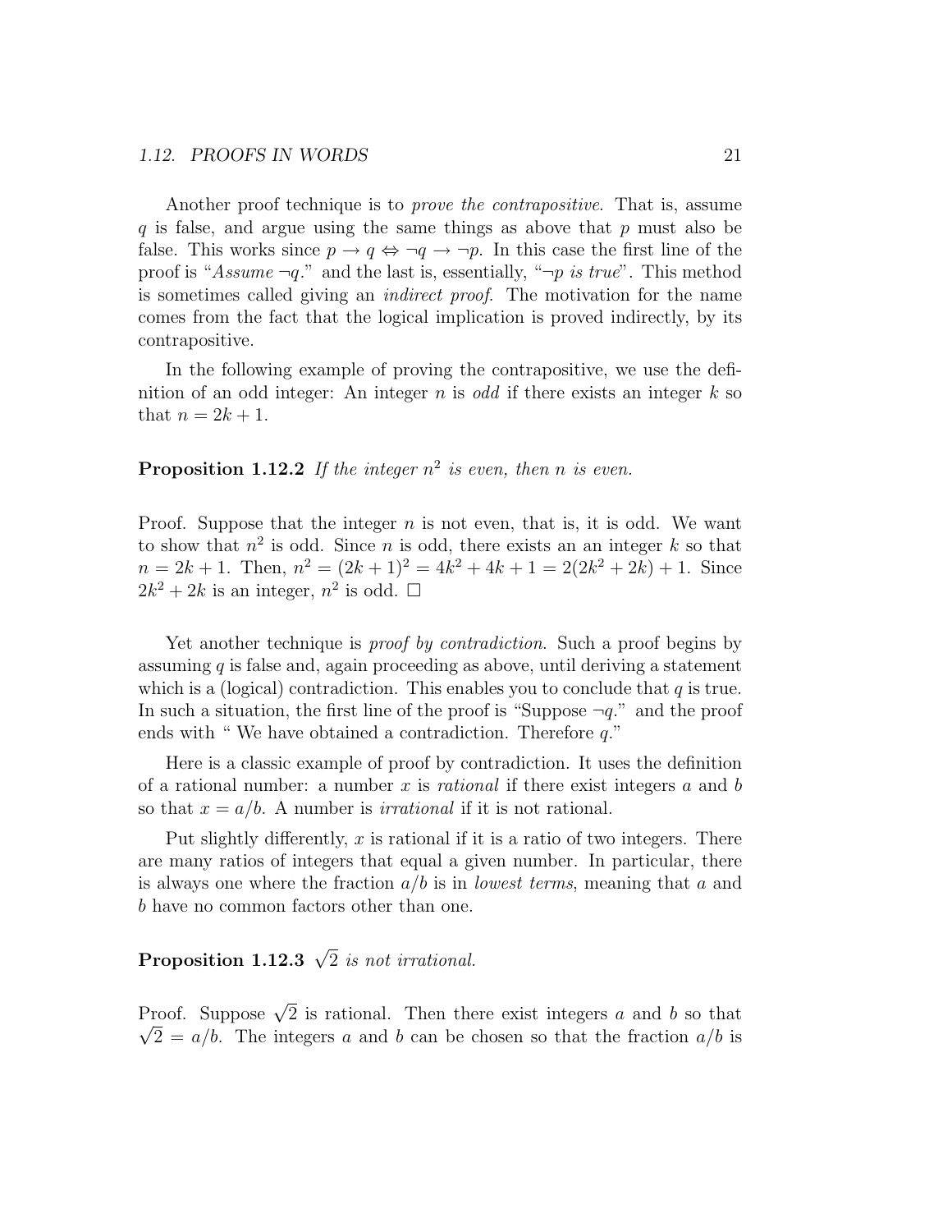Another proof technique is to *prove the contrapositive*. That is, assume $q$ is false, and argue using the same things as above that $p$ must also be false. This works since $p \to q \Leftrightarrow \neg q \to \neg p$. In this case the first line of the proof is "*Assume* $\neg q$." and the last is, essentially, "$\neg p$ *is true*". This method is sometimes called giving an *indirect proof*. The motivation for the name comes from the fact that the logical implication is proved indirectly, by its contrapositive.

In the following example of proving the contrapositive, we use the definition of an odd integer: An integer $n$ is *odd* if there exists an integer $k$ so that $n = 2k + 1$.

**Proposition 1.12.2** *If the integer $n^2$ is even, then $n$ is even.*

Proof. Suppose that the integer $n$ is not even, that is, it is odd. We want to show that $n^2$ is odd. Since $n$ is odd, there exists an an integer $k$ so that $n = 2k + 1$. Then, $n^2 = (2k + 1)^2 = 4k^2 + 4k + 1 = 2(2k^2 + 2k) + 1$. Since $2k^2 + 2k$ is an integer, $n^2$ is odd. □

Yet another technique is *proof by contradiction*. Such a proof begins by assuming $q$ is false and, again proceeding as above, until deriving a statement which is a (logical) contradiction. This enables you to conclude that $q$ is true. In such a situation, the first line of the proof is "Suppose $\neg q$." and the proof ends with " We have obtained a contradiction. Therefore $q$."

Here is a classic example of proof by contradiction. It uses the definition of a rational number: a number $x$ is *rational* if there exist integers $a$ and $b$ so that $x = a/b$. A number is *irrational* if it is not rational.

Put slightly differently, $x$ is rational if it is a ratio of two integers. There are many ratios of integers that equal a given number. In particular, there is always one where the fraction $a/b$ is in *lowest terms*, meaning that $a$ and $b$ have no common factors other than one.

**Proposition 1.12.3** *$\sqrt{2}$ is not irrational.*

Proof. Suppose $\sqrt{2}$ is rational. Then there exist integers $a$ and $b$ so that $\sqrt{2} = a/b$. The integers $a$ and $b$ can be chosen so that the fraction $a/b$ is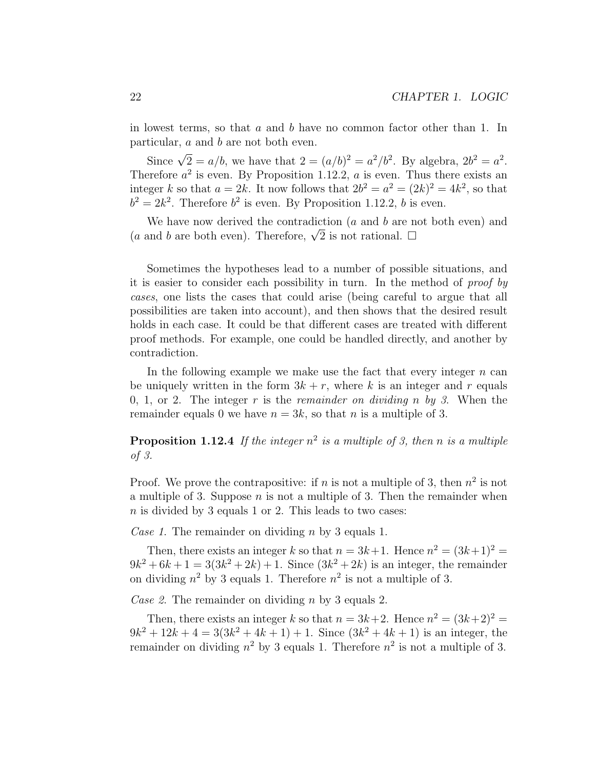in lowest terms, so that $a$ and $b$ have no common factor other than 1. In particular, $a$ and $b$ are not both even.

Since $\sqrt{2} = a/b$, we have that $2 = (a/b)^2 = a^2/b^2$. By algebra, $2b^2 = a^2$. Therefore $a^2$ is even. By Proposition 1.12.2, $a$ is even. Thus there exists an integer $k$ so that $a = 2k$. It now follows that $2b^2 = a^2 = (2k)^2 = 4k^2$, so that $b^2 = 2k^2$. Therefore $b^2$ is even. By Proposition 1.12.2, $b$ is even.

We have now derived the contradiction ($a$ and $b$ are not both even) and ($a$ and $b$ are both even). Therefore, $\sqrt{2}$ is not rational. □

Sometimes the hypotheses lead to a number of possible situations, and it is easier to consider each possibility in turn. In the method of *proof by cases*, one lists the cases that could arise (being careful to argue that all possibilities are taken into account), and then shows that the desired result holds in each case. It could be that different cases are treated with different proof methods. For example, one could be handled directly, and another by contradiction.

In the following example we make use the fact that every integer $n$ can be uniquely written in the form $3k + r$, where $k$ is an integer and $r$ equals 0, 1, or 2. The integer $r$ is the *remainder on dividing $n$ by 3*. When the remainder equals 0 we have $n = 3k$, so that $n$ is a multiple of 3.

**Proposition 1.12.4** *If the integer $n^2$ is a multiple of 3, then $n$ is a multiple of 3.*

Proof. We prove the contrapositive: if $n$ is not a multiple of 3, then $n^2$ is not a multiple of 3. Suppose $n$ is not a multiple of 3. Then the remainder when $n$ is divided by 3 equals 1 or 2. This leads to two cases:

*Case 1.* The remainder on dividing $n$ by 3 equals 1.

Then, there exists an integer $k$ so that $n = 3k+1$. Hence $n^2 = (3k+1)^2 = 9k^2 + 6k + 1 = 3(3k^2 + 2k) + 1$. Since $(3k^2 + 2k)$ is an integer, the remainder on dividing $n^2$ by 3 equals 1. Therefore $n^2$ is not a multiple of 3.

*Case 2.* The remainder on dividing $n$ by 3 equals 2.

Then, there exists an integer $k$ so that $n = 3k+2$. Hence $n^2 = (3k+2)^2 = 9k^2 + 12k + 4 = 3(3k^2 + 4k + 1) + 1$. Since $(3k^2 + 4k + 1)$ is an integer, the remainder on dividing $n^2$ by 3 equals 1. Therefore $n^2$ is not a multiple of 3.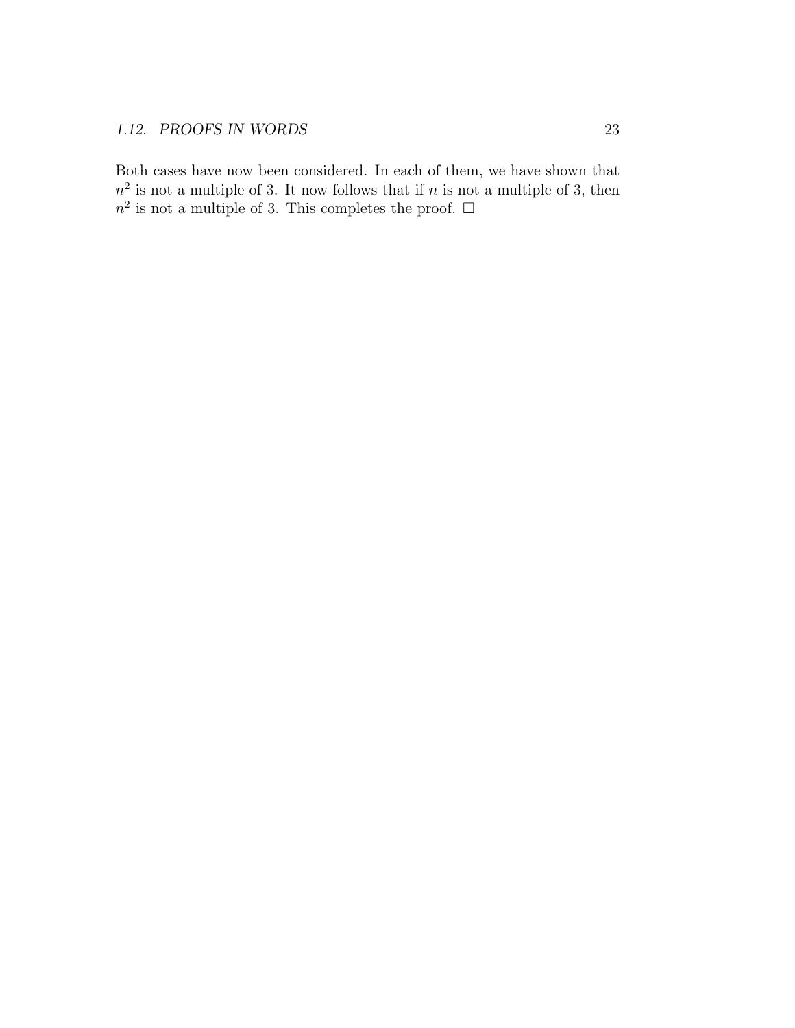Both cases have now been considered. In each of them, we have shown that $n^2$ is not a multiple of 3. It now follows that if $n$ is not a multiple of 3, then $n^2$ is not a multiple of 3. This completes the proof. □